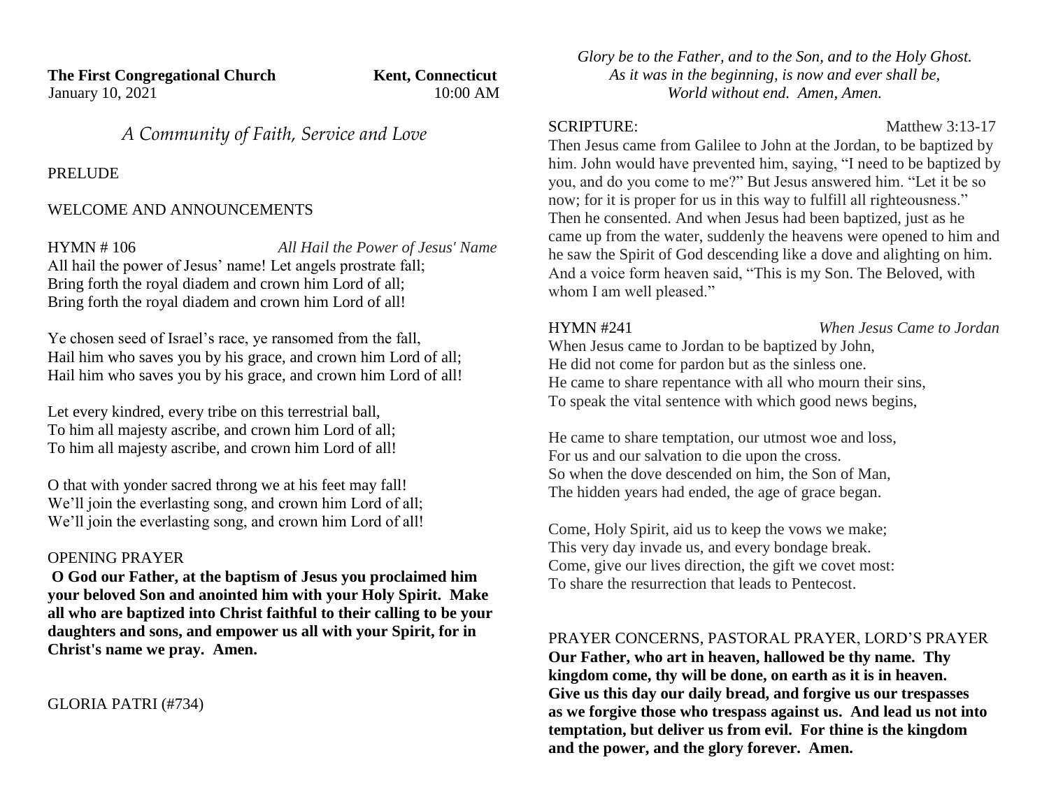**The First Congregational Church** **Kent, Connecticut**
January 10, 2021 10:00 AM

*A Community of Faith, Service and Love*

PRELUDE

WELCOME AND ANNOUNCEMENTS

HYMN # 106 *All Hail the Power of Jesus' Name*

All hail the power of Jesus' name! Let angels prostrate fall;
Bring forth the royal diadem and crown him Lord of all;
Bring forth the royal diadem and crown him Lord of all!

Ye chosen seed of Israel's race, ye ransomed from the fall,
Hail him who saves you by his grace, and crown him Lord of all;
Hail him who saves you by his grace, and crown him Lord of all!

Let every kindred, every tribe on this terrestrial ball,
To him all majesty ascribe, and crown him Lord of all;
To him all majesty ascribe, and crown him Lord of all!

O that with yonder sacred throng we at his feet may fall!
We'll join the everlasting song, and crown him Lord of all;
We'll join the everlasting song, and crown him Lord of all!

OPENING PRAYER

**O God our Father, at the baptism of Jesus you proclaimed him your beloved Son and anointed him with your Holy Spirit. Make all who are baptized into Christ faithful to their calling to be your daughters and sons, and empower us all with your Spirit, for in Christ's name we pray. Amen.**

GLORIA PATRI (#734)

*Glory be to the Father, and to the Son, and to the Holy Ghost.*
*As it was in the beginning, is now and ever shall be,*
*World without end. Amen, Amen.*

SCRIPTURE: Matthew 3:13-17

Then Jesus came from Galilee to John at the Jordan, to be baptized by him. John would have prevented him, saying, "I need to be baptized by you, and do you come to me?" But Jesus answered him. "Let it be so now; for it is proper for us in this way to fulfill all righteousness." Then he consented. And when Jesus had been baptized, just as he came up from the water, suddenly the heavens were opened to him and he saw the Spirit of God descending like a dove and alighting on him. And a voice form heaven said, "This is my Son. The Beloved, with whom I am well pleased."

HYMN #241 *When Jesus Came to Jordan*

When Jesus came to Jordan to be baptized by John,
He did not come for pardon but as the sinless one.
He came to share repentance with all who mourn their sins,
To speak the vital sentence with which good news begins,

He came to share temptation, our utmost woe and loss,
For us and our salvation to die upon the cross.
So when the dove descended on him, the Son of Man,
The hidden years had ended, the age of grace began.

Come, Holy Spirit, aid us to keep the vows we make;
This very day invade us, and every bondage break.
Come, give our lives direction, the gift we covet most:
To share the resurrection that leads to Pentecost.

PRAYER CONCERNS, PASTORAL PRAYER, LORD'S PRAYER

**Our Father, who art in heaven, hallowed be thy name. Thy kingdom come, thy will be done, on earth as it is in heaven. Give us this day our daily bread, and forgive us our trespasses as we forgive those who trespass against us. And lead us not into temptation, but deliver us from evil. For thine is the kingdom and the power, and the glory forever. Amen.**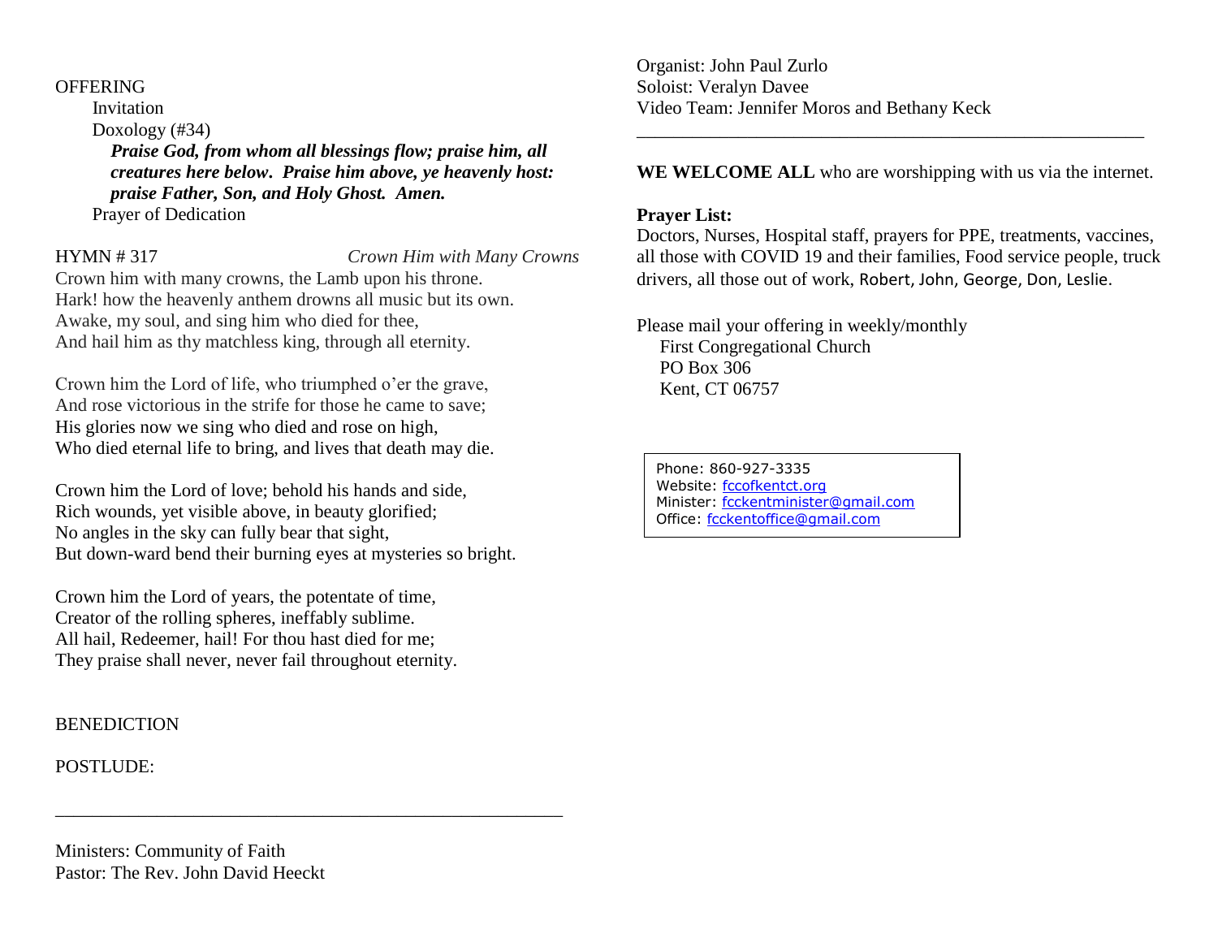OFFERING

Invitation

Doxology (#34)

***Praise God, from whom all blessings flow; praise him, all creatures here below. Praise him above, ye heavenly host: praise Father, Son, and Holy Ghost. Amen.***

Prayer of Dedication

HYMN # 317 *Crown Him with Many Crowns*

Crown him with many crowns, the Lamb upon his throne.
Hark! how the heavenly anthem drowns all music but its own.
Awake, my soul, and sing him who died for thee,
And hail him as thy matchless king, through all eternity.

Crown him the Lord of life, who triumphed o'er the grave,
And rose victorious in the strife for those he came to save;
His glories now we sing who died and rose on high,
Who died eternal life to bring, and lives that death may die.

Crown him the Lord of love; behold his hands and side,
Rich wounds, yet visible above, in beauty glorified;
No angles in the sky can fully bear that sight,
But down-ward bend their burning eyes at mysteries so bright.

Crown him the Lord of years, the potentate of time,
Creator of the rolling spheres, ineffably sublime.
All hail, Redeemer, hail! For thou hast died for me;
They praise shall never, never fail throughout eternity.

BENEDICTION

POSTLUDE:

---

Ministers: Community of Faith
Pastor: The Rev. John David Heeckt
Organist: John Paul Zurlo
Soloist: Veralyn Davee
Video Team: Jennifer Moros and Bethany Keck

---

**WE WELCOME ALL** who are worshipping with us via the internet.

**Prayer List:**
Doctors, Nurses, Hospital staff, prayers for PPE, treatments, vaccines, all those with COVID 19 and their families, Food service people, truck drivers, all those out of work, Robert, John, George, Don, Leslie.

Please mail your offering in weekly/monthly
First Congregational Church
PO Box 306
Kent, CT 06757

Phone: 860-927-3335
Website: fccofkentct.org
Minister: fcckentminister@gmail.com
Office: fcckentoffice@gmail.com